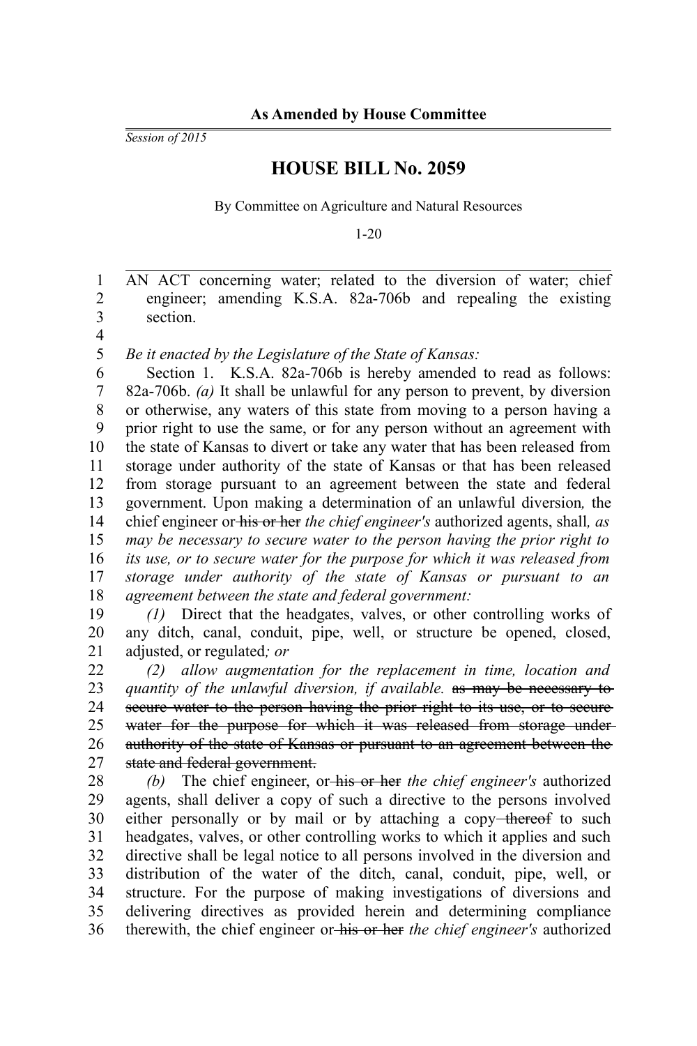**As Amended by House Committee**

*Session of 2015*

# HOUSE BILL No. 2059

By Committee on Agriculture and Natural Resources

1-20

AN ACT concerning water; related to the diversion of water; chief engineer; amending K.S.A. 82a-706b and repealing the existing section.

*Be it enacted by the Legislature of the State of Kansas:*

Section 1. K.S.A. 82a-706b is hereby amended to read as follows: 82a-706b. *(a)* It shall be unlawful for any person to prevent, by diversion or otherwise, any waters of this state from moving to a person having a prior right to use the same, or for any person without an agreement with the state of Kansas to divert or take any water that has been released from storage under authority of the state of Kansas or that has been released from storage pursuant to an agreement between the state and federal government. Upon making a determination of an unlawful diversion*,* the chief engineer or ~~his or her~~ *the chief engineer's* authorized agents, shall*, as may be necessary to secure water to the person having the prior right to its use, or to secure water for the purpose for which it was released from storage under authority of the state of Kansas or pursuant to an agreement between the state and federal government:*

*(1)* Direct that the headgates, valves, or other controlling works of any ditch, canal, conduit, pipe, well, or structure be opened, closed, adjusted, or regulated*; or*

*(2) allow augmentation for the replacement in time, location and quantity of the unlawful diversion, if available.* ~~as may be necessary to secure water to the person having the prior right to its use, or to secure water for the purpose for which it was released from storage under authority of the state of Kansas or pursuant to an agreement between the state and federal government.~~

*(b)* The chief engineer, or ~~his or her~~ *the chief engineer's* authorized agents, shall deliver a copy of such a directive to the persons involved either personally or by mail or by attaching a copy ~~thereof~~ to such headgates, valves, or other controlling works to which it applies and such directive shall be legal notice to all persons involved in the diversion and distribution of the water of the ditch, canal, conduit, pipe, well, or structure. For the purpose of making investigations of diversions and delivering directives as provided herein and determining compliance therewith, the chief engineer or ~~his or her~~ *the chief engineer's* authorized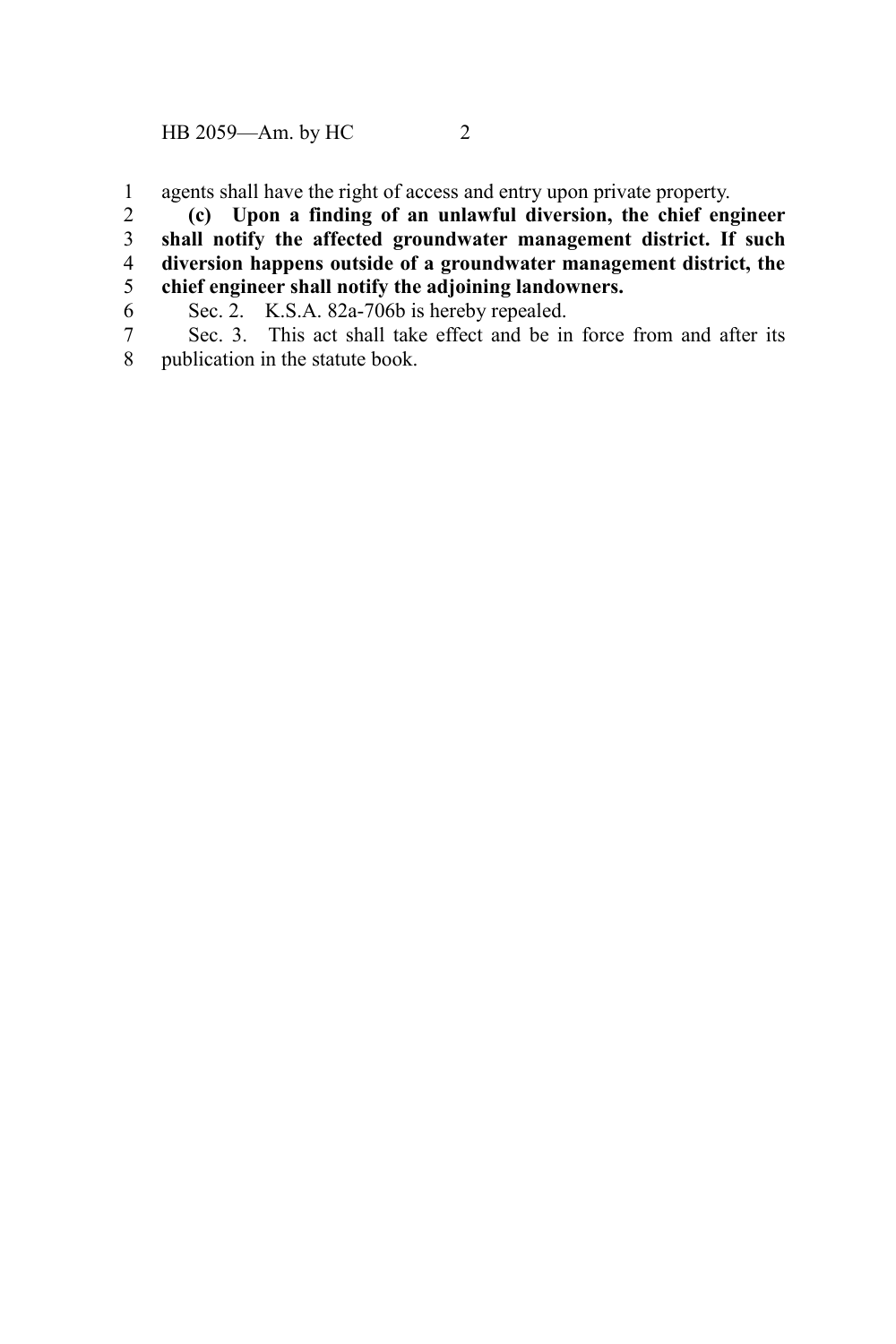agents shall have the right of access and entry upon private property.

**(c) Upon a finding of an unlawful diversion, the chief engineer shall notify the affected groundwater management district. If such diversion happens outside of a groundwater management district, the chief engineer shall notify the adjoining landowners.**

Sec. 2. K.S.A. 82a-706b is hereby repealed.

Sec. 3. This act shall take effect and be in force from and after its publication in the statute book.